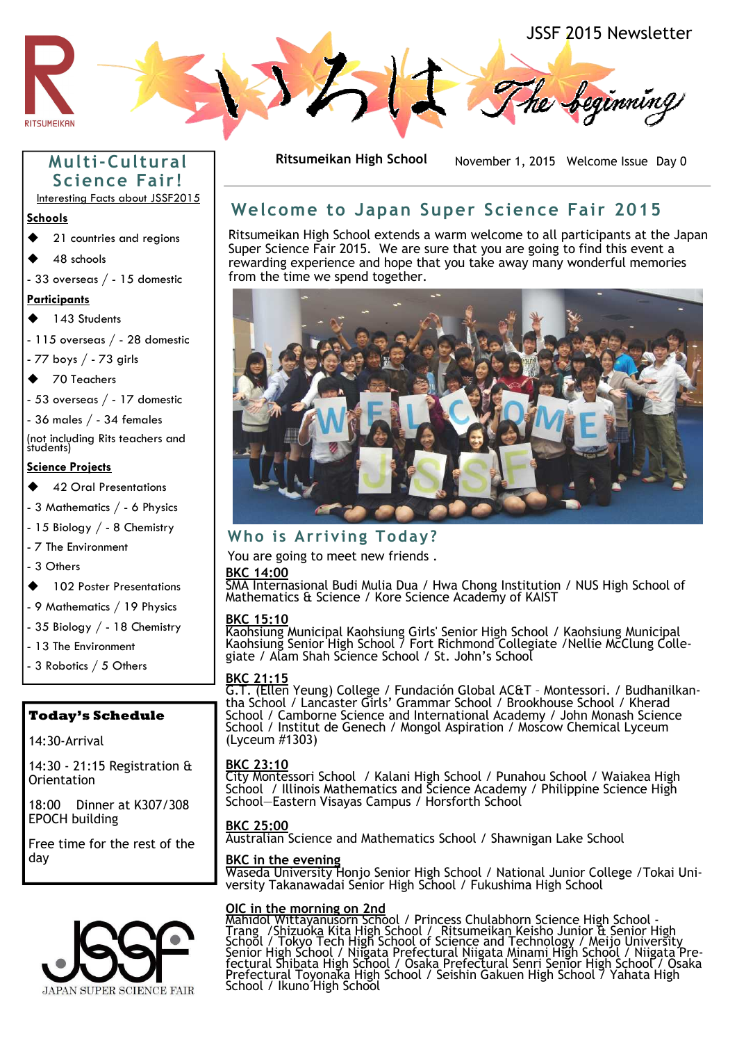# JSSF 2015 Newsletter

いろは The beginning

**Ritsumeikan High School** November 1, 2015 Welcome Issue Day 0

## Multi-Cultural Science Fair!

Interesting Facts about JSSF2015

**Schools**

- 21 countries and regions
- 48 schools
  - 33 overseas / - 15 domestic

**Participants**

- 143 Students
  - 115 overseas / - 28 domestic
  - 77 boys / - 73 girls
- 70 Teachers
  - 53 overseas / - 17 domestic
  - 36 males / - 34 females

(not including Rits teachers and students)

**Science Projects**

- 42 Oral Presentations
  - 3 Mathematics / - 6 Physics
  - 15 Biology / - 8 Chemistry
  - 7 The Environment
  - 3 Others
- 102 Poster Presentations
  - 9 Mathematics / 19 Physics
  - 35 Biology / - 18 Chemistry
  - 13 The Environment
  - 3 Robotics / 5 Others

**Today's Schedule**

14:30-Arrival

14:30 - 21:15 Registration & Orientation

18:00 Dinner at K307/308 EPOCH building

Free time for the rest of the day

JAPAN SUPER SCIENCE FAIR

## Welcome to Japan Super Science Fair 2015

Ritsumeikan High School extends a warm welcome to all participants at the Japan Super Science Fair 2015. We are sure that you are going to find this event a rewarding experience and hope that you take away many wonderful memories from the time we spend together.

WELCOME JSSF

## Who is Arriving Today?

You are going to meet new friends .

**BKC 14:00**
SMA Internasional Budi Mulia Dua / Hwa Chong Institution / NUS High School of Mathematics & Science / Kore Science Academy of KAIST

**BKC 15:10**
Kaohsiung Municipal Kaohsiung Girls' Senior High School / Kaohsiung Municipal Kaohsiung Senior High School / Fort Richmond Collegiate /Nellie McClung Collegiate / Alam Shah Science School / St. John's School

**BKC 21:15**
G.T. (Ellen Yeung) College / Fundación Global AC&T – Montessori. / Budhanilkantha School / Lancaster Girls' Grammar School / Brookhouse School / Kherad School / Camborne Science and International Academy / John Monash Science School / Institut de Genech / Mongol Aspiration / Moscow Chemical Lyceum (Lyceum #1303)

**BKC 23:10**
City Montessori School / Kalani High School / Punahou School / Waiakea High School / Illinois Mathematics and Science Academy / Philippine Science High School—Eastern Visayas Campus / Horsforth School

**BKC 25:00**
Australian Science and Mathematics School / Shawnigan Lake School

**BKC in the evening**
Waseda University Honjo Senior High School / National Junior College /Tokai University Takanawadai Senior High School / Fukushima High School

**OIC in the morning on 2nd**
Mahidol Wittayanusorn School / Princess Chulabhorn Science High School - Trang /Shizuoka Kita High School / Ritsumeikan Keisho Junior & Senior High School / Tokyo Tech High School of Science and Technology / Meijo University Senior High School / Niigata Prefectural Niigata Minami High School / Niigata Prefectural Shibata High School / Osaka Prefectural Senri Senior High School / Osaka Prefectural Toyonaka High School / Seishin Gakuen High School / Yahata High School / Ikuno High School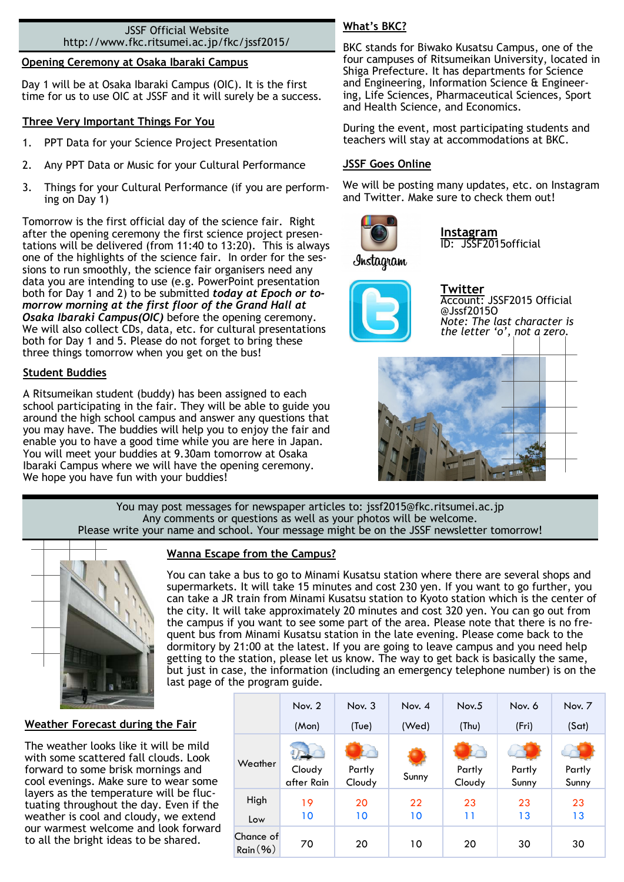JSSF Official Website
http://www.fkc.ritsumei.ac.jp/fkc/jssf2015/

## Opening Ceremony at Osaka Ibaraki Campus

Day 1 will be at Osaka Ibaraki Campus (OIC). It is the first time for us to use OIC at JSSF and it will surely be a success.

## Three Very Important Things For You

1. PPT Data for your Science Project Presentation
2. Any PPT Data or Music for your Cultural Performance
3. Things for your Cultural Performance (if you are performing on Day 1)

Tomorrow is the first official day of the science fair. Right after the opening ceremony the first science project presentations will be delivered (from 11:40 to 13:20). This is always one of the highlights of the science fair. In order for the sessions to run smoothly, the science fair organisers need any data you are intending to use (e.g. PowerPoint presentation both for Day 1 and 2) to be submitted ***today at Epoch or tomorrow morning at the first floor of the Grand Hall at Osaka Ibaraki Campus(OIC)*** before the opening ceremony. We will also collect CDs, data, etc. for cultural presentations both for Day 1 and 5. Please do not forget to bring these three things tomorrow when you get on the bus!

## Student Buddies

A Ritsumeikan student (buddy) has been assigned to each school participating in the fair. They will be able to guide you around the high school campus and answer any questions that you may have. The buddies will help you to enjoy the fair and enable you to have a good time while you are here in Japan. You will meet your buddies at 9.30am tomorrow at Osaka Ibaraki Campus where we will have the opening ceremony. We hope you have fun with your buddies!

## What's BKC?

BKC stands for Biwako Kusatsu Campus, one of the four campuses of Ritsumeikan University, located in Shiga Prefecture. It has departments for Science and Engineering, Information Science & Engineering, Life Sciences, Pharmaceutical Sciences, Sport and Health Science, and Economics.

During the event, most participating students and teachers will stay at accommodations at BKC.

## JSSF Goes Online

We will be posting many updates, etc. on Instagram and Twitter. Make sure to check them out!

**Instagram**
ID: JSSF2015official

**Twitter**
Account: JSSF2015 Official
@Jssf2015O
*Note: The last character is the letter 'o', not a zero.*

You may post messages for newspaper articles to: jssf2015@fkc.ritsumei.ac.jp
Any comments or questions as well as your photos will be welcome.
Please write your name and school. Your message might be on the JSSF newsletter tomorrow!

## Wanna Escape from the Campus?

You can take a bus to go to Minami Kusatsu station where there are several shops and supermarkets. It will take 15 minutes and cost 230 yen. If you want to go further, you can take a JR train from Minami Kusatsu station to Kyoto station which is the center of the city. It will take approximately 20 minutes and cost 320 yen. You can go out from the campus if you want to see some part of the area. Please note that there is no frequent bus from Minami Kusatsu station in the late evening. Please come back to the dormitory by 21:00 at the latest. If you are going to leave campus and you need help getting to the station, please let us know. The way to get back is basically the same, but just in case, the information (including an emergency telephone number) is on the last page of the program guide.

## Weather Forecast during the Fair

The weather looks like it will be mild with some scattered fall clouds. Look forward to some brisk mornings and cool evenings. Make sure to wear some layers as the temperature will be fluctuating throughout the day. Even if the weather is cool and cloudy, we extend our warmest welcome and look forward to all the bright ideas to be shared.

| | Nov. 2 (Mon) | Nov. 3 (Tue) | Nov. 4 (Wed) | Nov.5 (Thu) | Nov. 6 (Fri) | Nov. 7 (Sat) |
|---|---|---|---|---|---|---|
| Weather | Cloudy after Rain | Partly Cloudy | Sunny | Partly Cloudy | Partly Sunny | Partly Sunny |
| High | 19 | 20 | 22 | 23 | 23 | 23 |
| Low | 10 | 10 | 10 | 11 | 13 | 13 |
| Chance of Rain (%) | 70 | 20 | 10 | 20 | 30 | 30 |